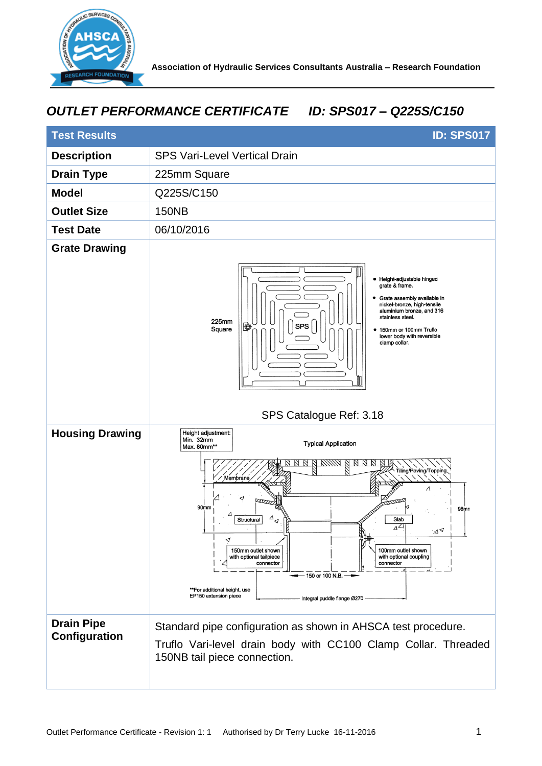Association of Hydraulic Services Consultants Australia – Research Foundation

# *OUTLET PERFORMANCE CERTIFICATE ID: SPS017 – Q225S/C150*

| Test Results | ID: SPS017 |
|---|---|
| **Description** | SPS Vari-Level Vertical Drain |
| **Drain Type** | 225mm Square |
| **Model** | Q225S/C150 |
| **Outlet Size** | 150NB |
| **Test Date** | 06/10/2016 |
| **Grate Drawing** | 225mm Square<br>• Height-adjustable hinged grate & frame.<br>• Grate assembly available in nickel-bronze, high-tensile aluminium bronze, and 316 stainless steel.<br>• 150mm or 100mm Truflo lower body with reversible clamp collar.<br><br>SPS Catalogue Ref: 3.18 |
| **Housing Drawing** | Height adjustment: Min. 32mm Max. 80mm**<br>Typical Application<br>Tiling/Paving/Topping; Membrane; Structural; Slab; 90mm; 98mm<br>150mm outlet shown with optional tailpiece connector<br>100mm outlet shown with optional coupling connector<br>150 or 100 N.B.<br>Integral puddle flange Ø270<br>**For additional height, use EP150 extension piece |
| **Drain Pipe Configuration** | Standard pipe configuration as shown in AHSCA test procedure.<br>Truflo Vari-level drain body with CC100 Clamp Collar. Threaded 150NB tail piece connection. |

Outlet Performance Certificate - Revision 1: 1 Authorised by Dr Terry Lucke 16-11-2016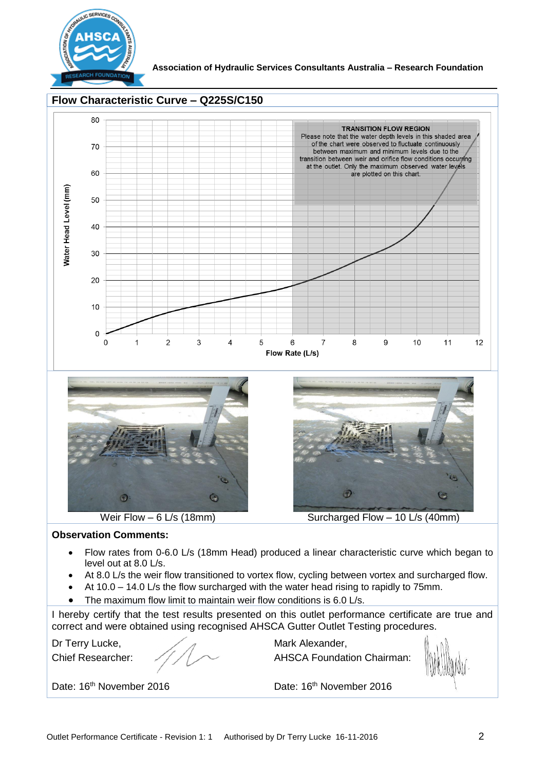Association of Hydraulic Services Consultants Australia – Research Foundation

## Flow Characteristic Curve – Q225S/C150

TRANSITION FLOW REGION
Please note that the water depth levels in this shaded area of the chart were observed to fluctuate continuously between maximum and minimum levels due to the transition between weir and orifice flow conditions occurring at the outlet. Only the maximum observed water levels are plotted on this chart.

Water Head Level (mm)

0
10
20
30
40
50
60
70
80

0
1
2
3
4
5
6
7
8
9
10
11
12

Flow Rate (L/s)

Weir Flow – 6 L/s (18mm)

Surcharged Flow – 10 L/s (40mm)

**Observation Comments:**

- Flow rates from 0-6.0 L/s (18mm Head) produced a linear characteristic curve which began to level out at 8.0 L/s.
- At 8.0 L/s the weir flow transitioned to vortex flow, cycling between vortex and surcharged flow.
- At 10.0 – 14.0 L/s the flow surcharged with the water head rising to rapidly to 75mm.
- The maximum flow limit to maintain weir flow conditions is 6.0 L/s.

I hereby certify that the test results presented on this outlet performance certificate are true and correct and were obtained using recognised AHSCA Gutter Outlet Testing procedures.

Dr Terry Lucke,
Chief Researcher:

Date: 16th November 2016

Mark Alexander,
AHSCA Foundation Chairman:

Date: 16th November 2016

Outlet Performance Certificate - Revision 1: 1 Authorised by Dr Terry Lucke 16-11-2016